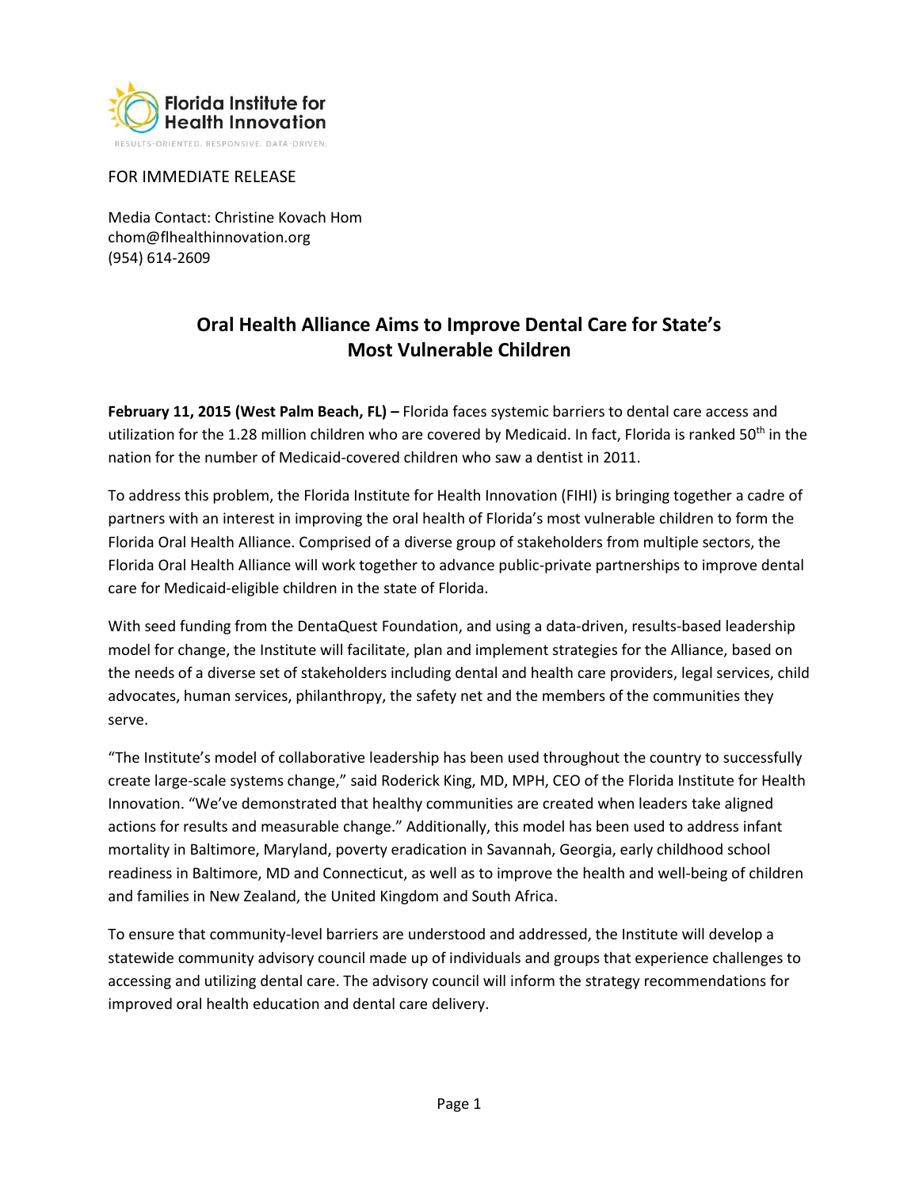Florida Institute for Health Innovation

RESULTS-ORIENTED. RESPONSIVE. DATA-DRIVEN.

FOR IMMEDIATE RELEASE

Media Contact: Christine Kovach Hom
chom@flhealthinnovation.org
(954) 614-2609

# Oral Health Alliance Aims to Improve Dental Care for State's Most Vulnerable Children

**February 11, 2015 (West Palm Beach, FL) –** Florida faces systemic barriers to dental care access and utilization for the 1.28 million children who are covered by Medicaid. In fact, Florida is ranked 50th in the nation for the number of Medicaid-covered children who saw a dentist in 2011.

To address this problem, the Florida Institute for Health Innovation (FIHI) is bringing together a cadre of partners with an interest in improving the oral health of Florida's most vulnerable children to form the Florida Oral Health Alliance. Comprised of a diverse group of stakeholders from multiple sectors, the Florida Oral Health Alliance will work together to advance public-private partnerships to improve dental care for Medicaid-eligible children in the state of Florida.

With seed funding from the DentaQuest Foundation, and using a data-driven, results-based leadership model for change, the Institute will facilitate, plan and implement strategies for the Alliance, based on the needs of a diverse set of stakeholders including dental and health care providers, legal services, child advocates, human services, philanthropy, the safety net and the members of the communities they serve.

"The Institute's model of collaborative leadership has been used throughout the country to successfully create large-scale systems change," said Roderick King, MD, MPH, CEO of the Florida Institute for Health Innovation. "We've demonstrated that healthy communities are created when leaders take aligned actions for results and measurable change." Additionally, this model has been used to address infant mortality in Baltimore, Maryland, poverty eradication in Savannah, Georgia, early childhood school readiness in Baltimore, MD and Connecticut, as well as to improve the health and well-being of children and families in New Zealand, the United Kingdom and South Africa.

To ensure that community-level barriers are understood and addressed, the Institute will develop a statewide community advisory council made up of individuals and groups that experience challenges to accessing and utilizing dental care. The advisory council will inform the strategy recommendations for improved oral health education and dental care delivery.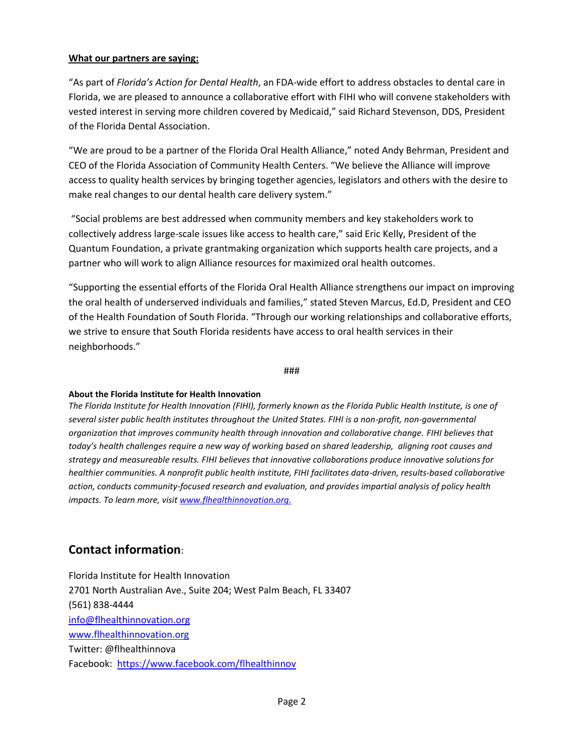**What our partners are saying:**

"As part of *Florida's Action for Dental Health*, an FDA-wide effort to address obstacles to dental care in Florida, we are pleased to announce a collaborative effort with FIHI who will convene stakeholders with vested interest in serving more children covered by Medicaid," said Richard Stevenson, DDS, President of the Florida Dental Association.

"We are proud to be a partner of the Florida Oral Health Alliance," noted Andy Behrman, President and CEO of the Florida Association of Community Health Centers. "We believe the Alliance will improve access to quality health services by bringing together agencies, legislators and others with the desire to make real changes to our dental health care delivery system."

"Social problems are best addressed when community members and key stakeholders work to collectively address large-scale issues like access to health care," said Eric Kelly, President of the Quantum Foundation, a private grantmaking organization which supports health care projects, and a partner who will work to align Alliance resources for maximized oral health outcomes.

"Supporting the essential efforts of the Florida Oral Health Alliance strengthens our impact on improving the oral health of underserved individuals and families," stated Steven Marcus, Ed.D, President and CEO of the Health Foundation of South Florida. "Through our working relationships and collaborative efforts, we strive to ensure that South Florida residents have access to oral health services in their neighborhoods."

###

**About the Florida Institute for Health Innovation**

*The Florida Institute for Health Innovation (FIHI), formerly known as the Florida Public Health Institute, is one of several sister public health institutes throughout the United States. FIHI is a non-profit, non-governmental organization that improves community health through innovation and collaborative change. FIHI believes that today's health challenges require a new way of working based on shared leadership, aligning root causes and strategy and measureable results. FIHI believes that innovative collaborations produce innovative solutions for healthier communities. A nonprofit public health institute, FIHI facilitates data-driven, results-based collaborative action, conducts community-focused research and evaluation, and provides impartial analysis of policy health impacts. To learn more, visit www.flhealthinnovation.org.*

## Contact information:

Florida Institute for Health Innovation
2701 North Australian Ave., Suite 204; West Palm Beach, FL 33407
(561) 838-4444
info@flhealthinnovation.org
www.flhealthinnovation.org
Twitter: @flhealthinnova
Facebook: https://www.facebook.com/flhealthinnov